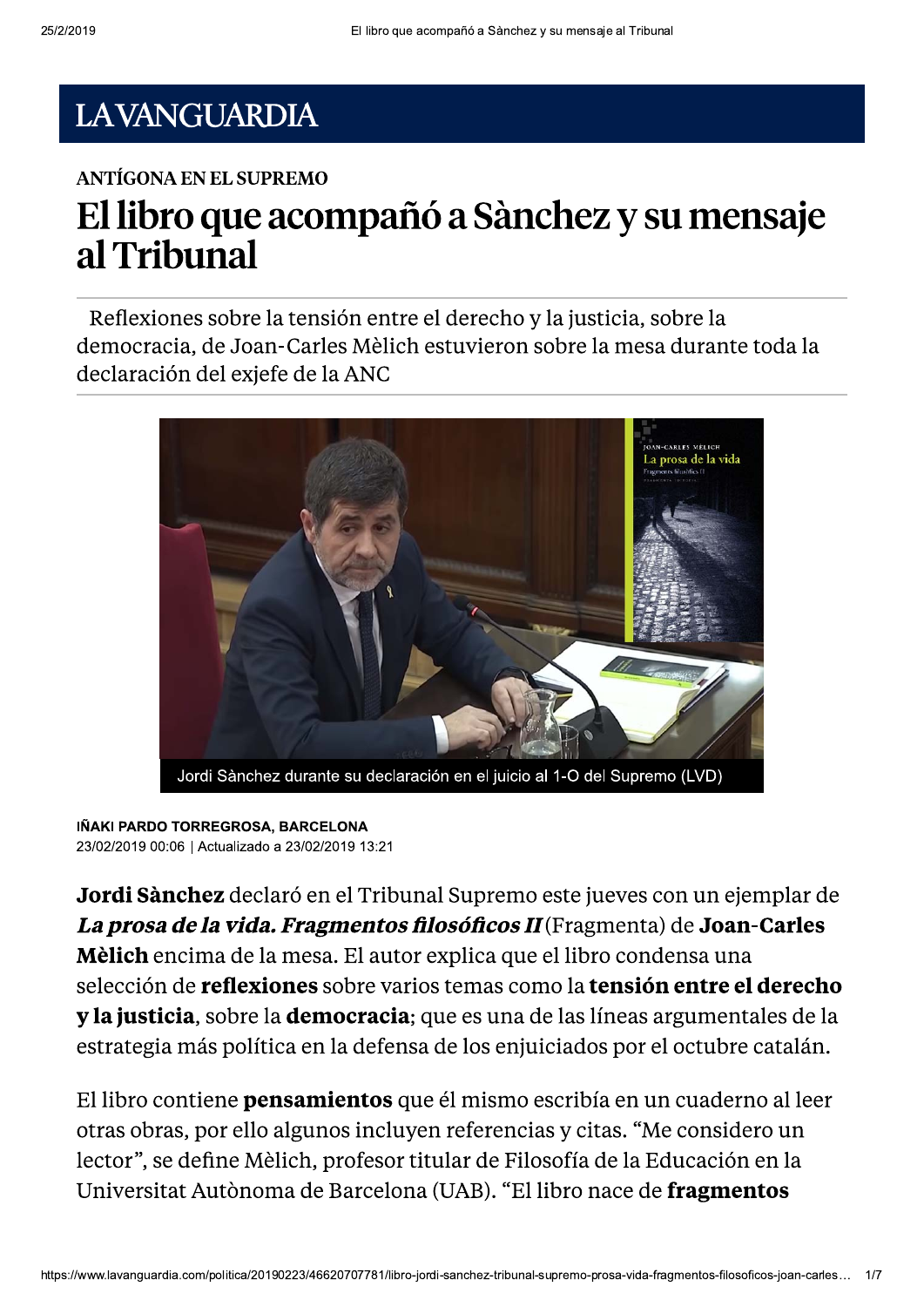LA VANGUARDIA

ANTÍGONA EN EL SUPREMO

# El libro que acompañó a Sànchez y su mensaje al Tribunal

Reflexiones sobre la tensión entre el derecho y la justicia, sobre la democracia, de Joan-Carles Mèlich estuvieron sobre la mesa durante toda la declaración del exjefe de la ANC

Jordi Sànchez durante su declaración en el juicio al 1-O del Supremo (LVD)

**IÑAKI PARDO TORREGROSA, BARCELONA**
23/02/2019 00:06 | Actualizado a 23/02/2019 13:21

**Jordi Sànchez** declaró en el Tribunal Supremo este jueves con un ejemplar de ***La prosa de la vida. Fragmentos filosóficos II*** (Fragmenta) de **Joan-Carles Mèlich** encima de la mesa. El autor explica que el libro condensa una selección de **reflexiones** sobre varios temas como la **tensión entre el derecho y la justicia**, sobre la **democracia**; que es una de las líneas argumentales de la estrategia más política en la defensa de los enjuiciados por el octubre catalán.

El libro contiene **pensamientos** que él mismo escribía en un cuaderno al leer otras obras, por ello algunos incluyen referencias y citas. “Me considero un lector”, se define Mèlich, profesor titular de Filosofía de la Educación en la Universitat Autònoma de Barcelona (UAB). “El libro nace de **fragmentos**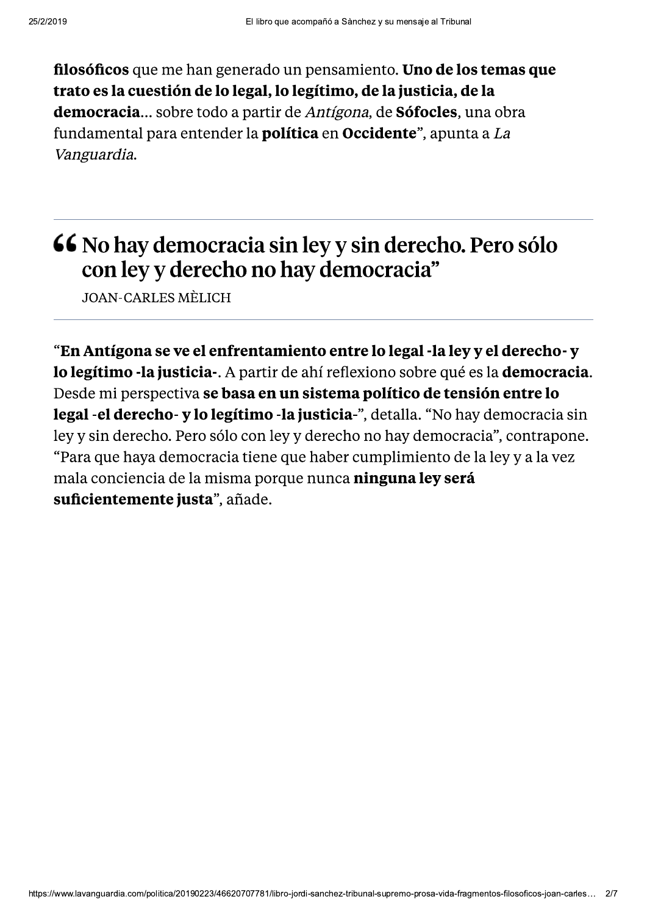**filosóficos** que me han generado un pensamiento. **Uno de los temas que trato es la cuestión de lo legal, lo legítimo, de la justicia, de la democracia**... sobre todo a partir de *Antígona*, de **Sófocles**, una obra fundamental para entender la **política** en **Occidente**", apunta a *La Vanguardia*.

---

> “No hay democracia sin ley y sin derecho. Pero sólo con ley y derecho no hay democracia”
>
> JOAN-CARLES MÈLICH

---

“**En Antígona se ve el enfrentamiento entre lo legal -la ley y el derecho- y lo legítimo -la justicia-**. A partir de ahí reflexiono sobre qué es la **democracia**. Desde mi perspectiva **se basa en un sistema político de tensión entre lo legal -el derecho- y lo legítimo -la justicia-**”, detalla. “No hay democracia sin ley y sin derecho. Pero sólo con ley y derecho no hay democracia”, contrapone. “Para que haya democracia tiene que haber cumplimiento de la ley y a la vez mala conciencia de la misma porque nunca **ninguna ley será suficientemente justa**”, añade.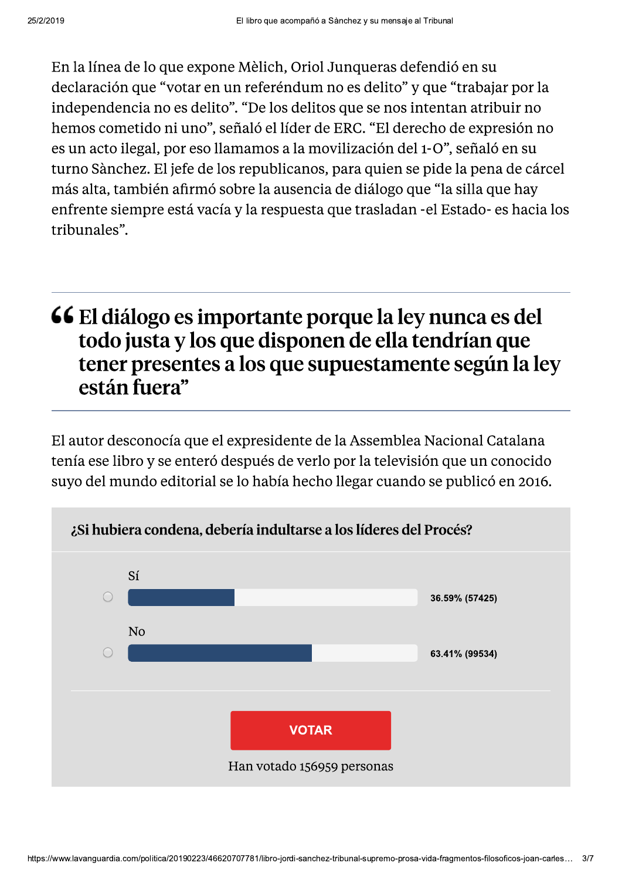En la línea de lo que expone Mèlich, Oriol Junqueras defendió en su declaración que "votar en un referéndum no es delito" y que "trabajar por la independencia no es delito". "De los delitos que se nos intentan atribuir no hemos cometido ni uno", señaló el líder de ERC. "El derecho de expresión no es un acto ilegal, por eso llamamos a la movilización del 1-O", señaló en su turno Sànchez. El jefe de los republicanos, para quien se pide la pena de cárcel más alta, también afirmó sobre la ausencia de diálogo que "la silla que hay enfrente siempre está vacía y la respuesta que trasladan -el Estado- es hacia los tribunales".

> **El diálogo es importante porque la ley nunca es del todo justa y los que disponen de ella tendrían que tener presentes a los que supuestamente según la ley están fuera"**

El autor desconocía que el expresidente de la Assemblea Nacional Catalana tenía ese libro y se enteró después de verlo por la televisión que un conocido suyo del mundo editorial se lo había hecho llegar cuando se publicó en 2016.

**¿Si hubiera condena, debería indultarse a los líderes del Procés?**

| Opción | Resultado |
| --- | --- |
| Sí | 36.59% (57425) |
| No | 63.41% (99534) |

VOTAR

Han votado 156959 personas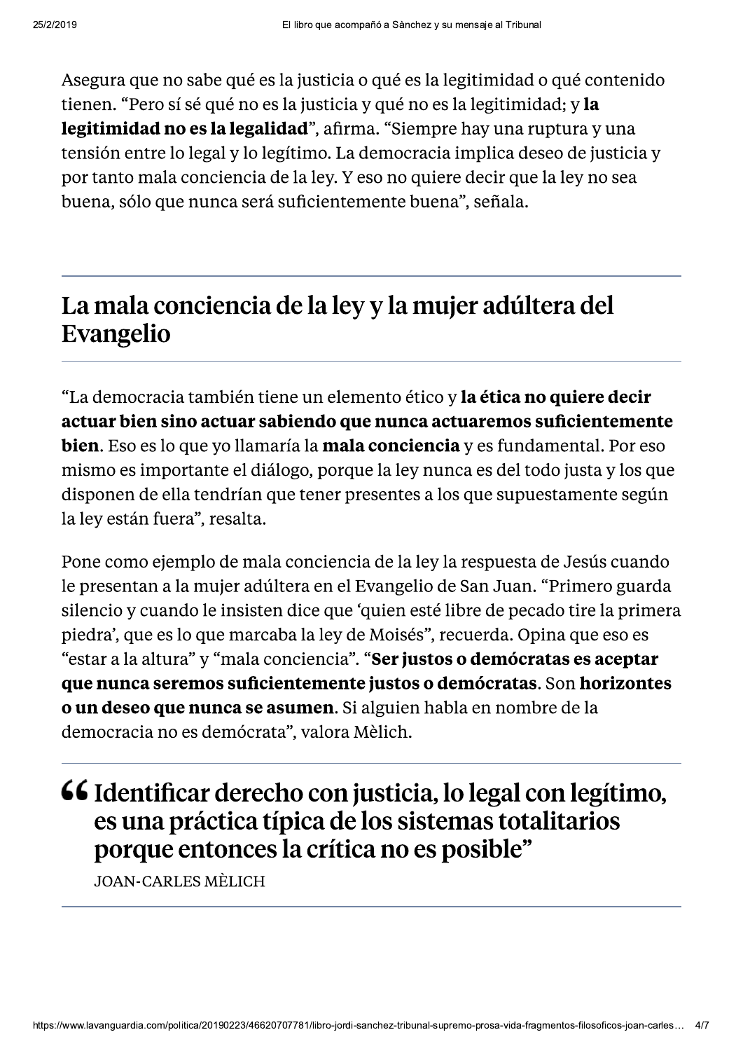Asegura que no sabe qué es la justicia o qué es la legitimidad o qué contenido tienen. "Pero sí sé qué no es la justicia y qué no es la legitimidad; y **la legitimidad no es la legalidad**", afirma. "Siempre hay una ruptura y una tensión entre lo legal y lo legítimo. La democracia implica deseo de justicia y por tanto mala conciencia de la ley. Y eso no quiere decir que la ley no sea buena, sólo que nunca será suficientemente buena", señala.

## La mala conciencia de la ley y la mujer adúltera del Evangelio

"La democracia también tiene un elemento ético y **la ética no quiere decir actuar bien sino actuar sabiendo que nunca actuaremos suficientemente bien**. Eso es lo que yo llamaría la **mala conciencia** y es fundamental. Por eso mismo es importante el diálogo, porque la ley nunca es del todo justa y los que disponen de ella tendrían que tener presentes a los que supuestamente según la ley están fuera", resalta.

Pone como ejemplo de mala conciencia de la ley la respuesta de Jesús cuando le presentan a la mujer adúltera en el Evangelio de San Juan. "Primero guarda silencio y cuando le insisten dice que 'quien esté libre de pecado tire la primera piedra', que es lo que marcaba la ley de Moisés", recuerda. Opina que eso es "estar a la altura" y "mala conciencia". "**Ser justos o demócratas es aceptar que nunca seremos suficientemente justos o demócratas**. Son **horizontes o un deseo que nunca se asumen**. Si alguien habla en nombre de la democracia no es demócrata", valora Mèlich.

> "Identificar derecho con justicia, lo legal con legítimo, es una práctica típica de los sistemas totalitarios porque entonces la crítica no es posible"
>
> JOAN-CARLES MÈLICH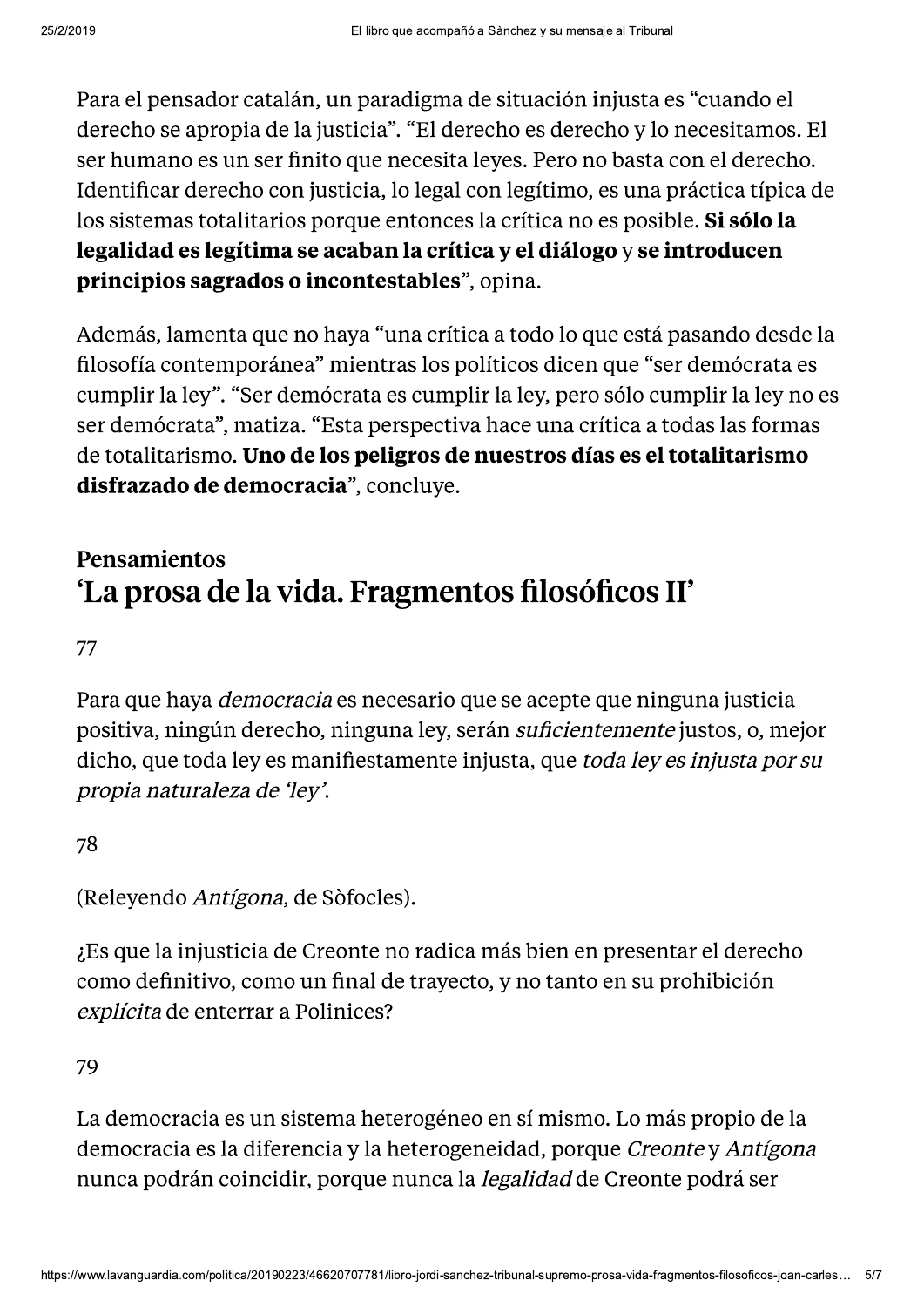Para el pensador catalán, un paradigma de situación injusta es "cuando el derecho se apropia de la justicia". "El derecho es derecho y lo necesitamos. El ser humano es un ser finito que necesita leyes. Pero no basta con el derecho. Identificar derecho con justicia, lo legal con legítimo, es una práctica típica de los sistemas totalitarios porque entonces la crítica no es posible. **Si sólo la legalidad es legítima se acaban la crítica y el diálogo** y **se introducen principios sagrados o incontestables**", opina.

Además, lamenta que no haya "una crítica a todo lo que está pasando desde la filosofía contemporánea" mientras los políticos dicen que "ser demócrata es cumplir la ley". "Ser demócrata es cumplir la ley, pero sólo cumplir la ley no es ser demócrata", matiza. "Esta perspectiva hace una crítica a todas las formas de totalitarismo. **Uno de los peligros de nuestros días es el totalitarismo disfrazado de democracia**", concluye.

---

**Pensamientos**

## 'La prosa de la vida. Fragmentos filosóficos II'

77

Para que haya *democracia* es necesario que se acepte que ninguna justicia positiva, ningún derecho, ninguna ley, serán *suficientemente* justos, o, mejor dicho, que toda ley es manifiestamente injusta, que *toda ley es injusta por su propia naturaleza de 'ley'*.

78

(Releyendo *Antígona*, de Sòfocles).

¿Es que la injusticia de Creonte no radica más bien en presentar el derecho como definitivo, como un final de trayecto, y no tanto en su prohibición *explícita* de enterrar a Polinices?

79

La democracia es un sistema heterogéneo en sí mismo. Lo más propio de la democracia es la diferencia y la heterogeneidad, porque *Creonte* y *Antígona* nunca podrán coincidir, porque nunca la *legalidad* de Creonte podrá ser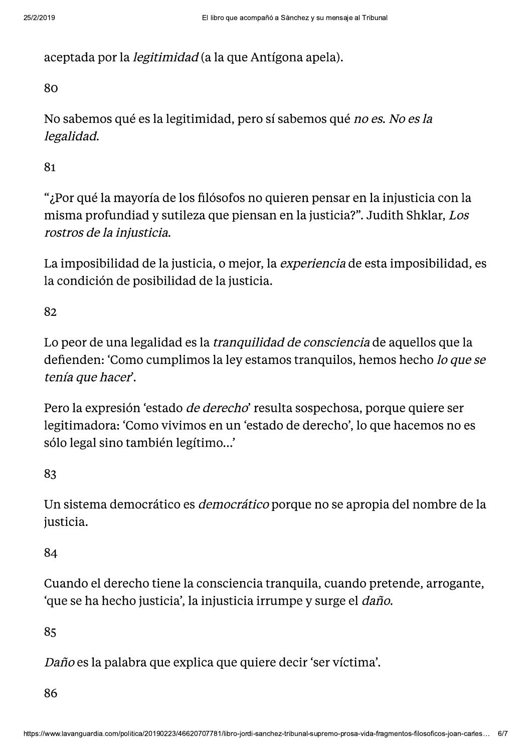aceptada por la *legitimidad* (a la que Antígona apela).

80

No sabemos qué es la legitimidad, pero sí sabemos qué *no es. No es la legalidad.*

81

"¿Por qué la mayoría de los filósofos no quieren pensar en la injusticia con la misma profundiad y sutileza que piensan en la justicia?". Judith Shklar, *Los rostros de la injusticia.*

La imposibilidad de la justicia, o mejor, la *experiencia* de esta imposibilidad, es la condición de posibilidad de la justicia.

82

Lo peor de una legalidad es la *tranquilidad de consciencia* de aquellos que la defienden: 'Como cumplimos la ley estamos tranquilos, hemos hecho *lo que se tenía que hacer*'.

Pero la expresión 'estado *de derecho*' resulta sospechosa, porque quiere ser legitimadora: 'Como vivimos en un 'estado de derecho', lo que hacemos no es sólo legal sino también legítimo...'

83

Un sistema democrático es *democrático* porque no se apropia del nombre de la justicia.

84

Cuando el derecho tiene la consciencia tranquila, cuando pretende, arrogante, 'que se ha hecho justicia', la injusticia irrumpe y surge el *daño.*

85

*Daño* es la palabra que explica que quiere decir 'ser víctima'.

86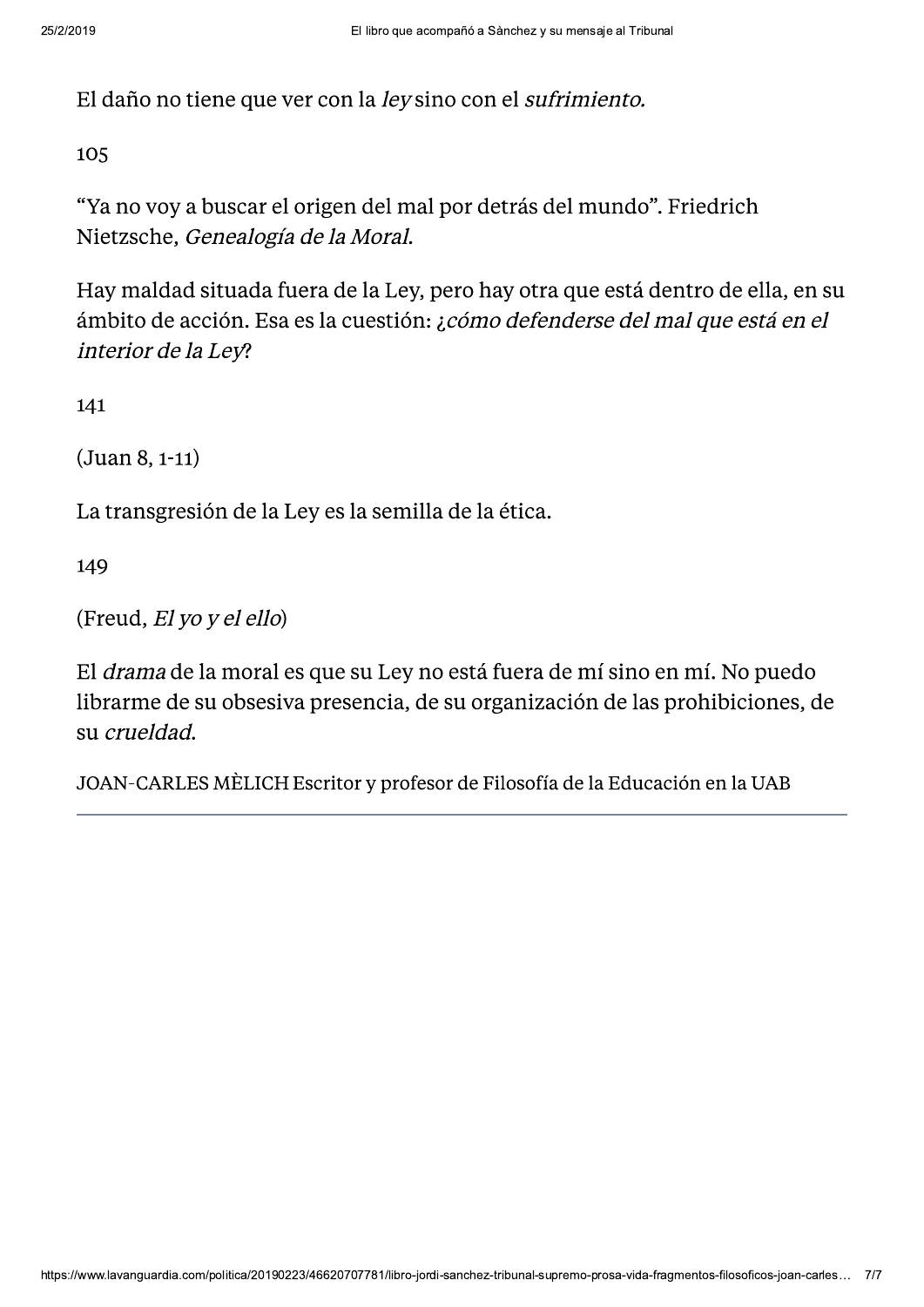El daño no tiene que ver con la *ley* sino con el *sufrimiento.*

105

“Ya no voy a buscar el origen del mal por detrás del mundo”. Friedrich Nietzsche, *Genealogía de la Moral*.

Hay maldad situada fuera de la Ley, pero hay otra que está dentro de ella, en su ámbito de acción. Esa es la cuestión: *¿cómo defenderse del mal que está en el interior de la Ley*?

141

(Juan 8, 1-11)

La transgresión de la Ley es la semilla de la ética.

149

(Freud, *El yo y el ello*)

El *drama* de la moral es que su Ley no está fuera de mí sino en mí. No puedo librarme de su obsesiva presencia, de su organización de las prohibiciones, de su *crueldad.*

JOAN-CARLES MÈLICH Escritor y profesor de Filosofía de la Educación en la UAB